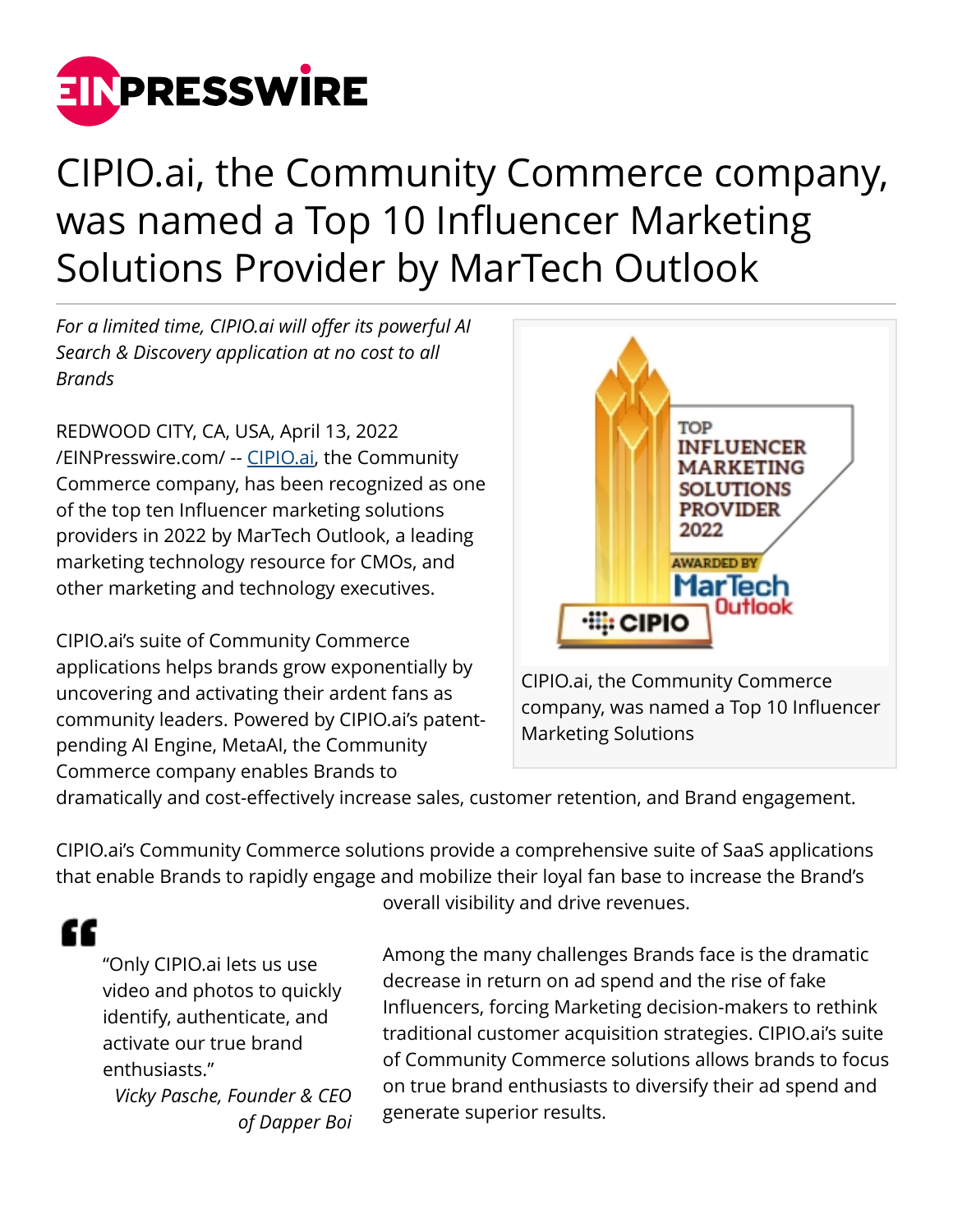# CIPIO.ai, the Community Commerce company, was named a Top 10 Influencer Marketing Solutions Provider by MarTech Outlook

*For a limited time, CIPIO.ai will offer its powerful AI Search & Discovery application at no cost to all Brands*

REDWOOD CITY, CA, USA, April 13, 2022 /EINPresswire.com/ -- CIPIO.ai, the Community Commerce company, has been recognized as one of the top ten Influencer marketing solutions providers in 2022 by MarTech Outlook, a leading marketing technology resource for CMOs, and other marketing and technology executives.

CIPIO.ai, the Community Commerce company, was named a Top 10 Influencer Marketing Solutions

CIPIO.ai's suite of Community Commerce applications helps brands grow exponentially by uncovering and activating their ardent fans as community leaders. Powered by CIPIO.ai's patent-pending AI Engine, MetaAI, the Community Commerce company enables Brands to dramatically and cost-effectively increase sales, customer retention, and Brand engagement.

CIPIO.ai's Community Commerce solutions provide a comprehensive suite of SaaS applications that enable Brands to rapidly engage and mobilize their loyal fan base to increase the Brand's overall visibility and drive revenues.

> "Only CIPIO.ai lets us use video and photos to quickly identify, authenticate, and activate our true brand enthusiasts."
>
> *Vicky Pasche, Founder & CEO of Dapper Boi*

Among the many challenges Brands face is the dramatic decrease in return on ad spend and the rise of fake Influencers, forcing Marketing decision-makers to rethink traditional customer acquisition strategies. CIPIO.ai's suite of Community Commerce solutions allows brands to focus on true brand enthusiasts to diversify their ad spend and generate superior results.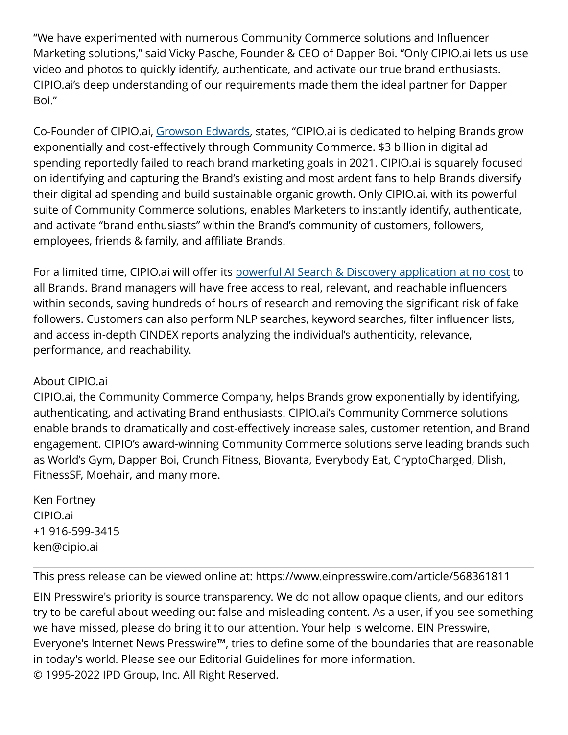“We have experimented with numerous Community Commerce solutions and Influencer Marketing solutions,” said Vicky Pasche, Founder & CEO of Dapper Boi. “Only CIPIO.ai lets us use video and photos to quickly identify, authenticate, and activate our true brand enthusiasts. CIPIO.ai’s deep understanding of our requirements made them the ideal partner for Dapper Boi.”

Co-Founder of CIPIO.ai, Growson Edwards, states, “CIPIO.ai is dedicated to helping Brands grow exponentially and cost-effectively through Community Commerce. $3 billion in digital ad spending reportedly failed to reach brand marketing goals in 2021. CIPIO.ai is squarely focused on identifying and capturing the Brand’s existing and most ardent fans to help Brands diversify their digital ad spending and build sustainable organic growth. Only CIPIO.ai, with its powerful suite of Community Commerce solutions, enables Marketers to instantly identify, authenticate, and activate “brand enthusiasts” within the Brand’s community of customers, followers, employees, friends & family, and affiliate Brands.

For a limited time, CIPIO.ai will offer its powerful AI Search & Discovery application at no cost to all Brands. Brand managers will have free access to real, relevant, and reachable influencers within seconds, saving hundreds of hours of research and removing the significant risk of fake followers. Customers can also perform NLP searches, keyword searches, filter influencer lists, and access in-depth CINDEX reports analyzing the individual’s authenticity, relevance, performance, and reachability.

About CIPIO.ai
CIPIO.ai, the Community Commerce Company, helps Brands grow exponentially by identifying, authenticating, and activating Brand enthusiasts. CIPIO.ai’s Community Commerce solutions enable brands to dramatically and cost-effectively increase sales, customer retention, and Brand engagement. CIPIO’s award-winning Community Commerce solutions serve leading brands such as World’s Gym, Dapper Boi, Crunch Fitness, Biovanta, Everybody Eat, CryptoCharged, Dlish, FitnessSF, Moehair, and many more.

Ken Fortney
CIPIO.ai
+1 916-599-3415
ken@cipio.ai

---

This press release can be viewed online at: https://www.einpresswire.com/article/568361811

EIN Presswire's priority is source transparency. We do not allow opaque clients, and our editors try to be careful about weeding out false and misleading content. As a user, if you see something we have missed, please do bring it to our attention. Your help is welcome. EIN Presswire, Everyone's Internet News Presswire™, tries to define some of the boundaries that are reasonable in today's world. Please see our Editorial Guidelines for more information.
© 1995-2022 IPD Group, Inc. All Right Reserved.